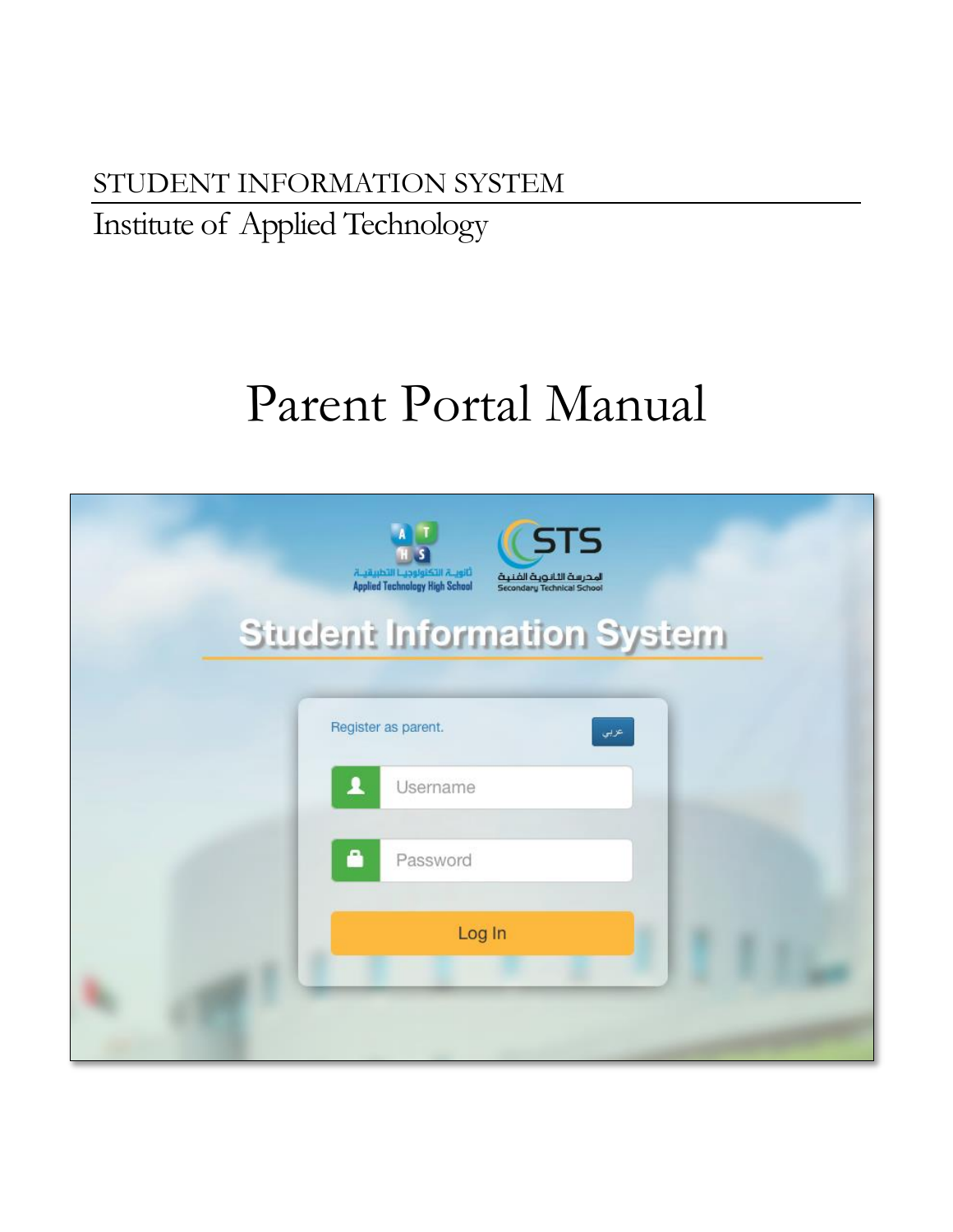STUDENT INFORMATION SYSTEM

Institute of Applied Technology

# Parent Portal Manual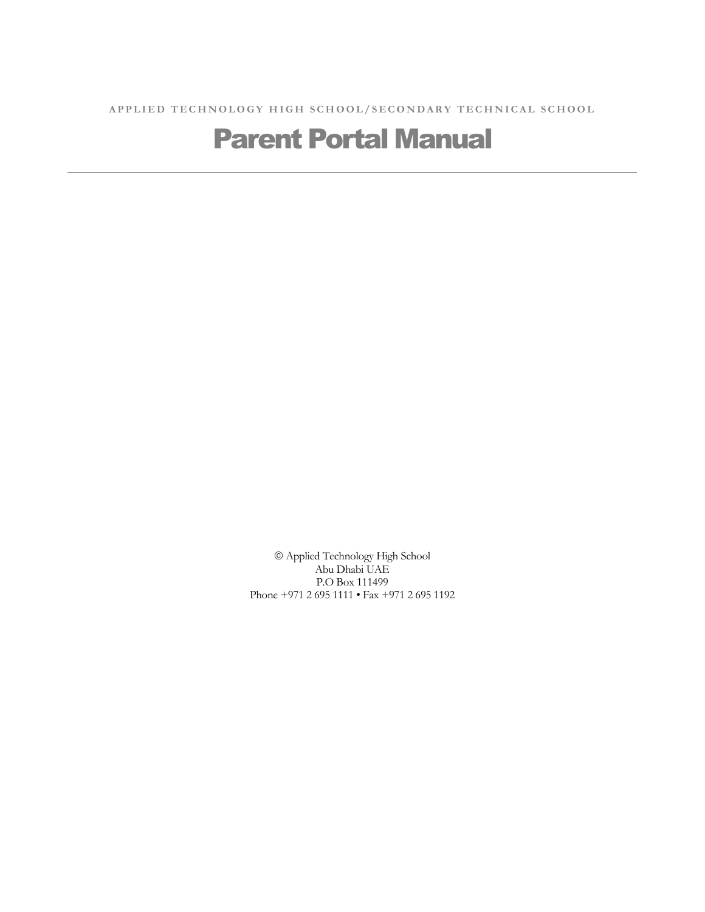APPLIED TECHNOLOGY HIGH SCHOOL/SECONDARY TECHNICAL SCHOOL

# Parent Portal Manual

---

© Applied Technology High School
Abu Dhabi UAE
P.O Box 111499
Phone +971 2 695 1111 • Fax +971 2 695 1192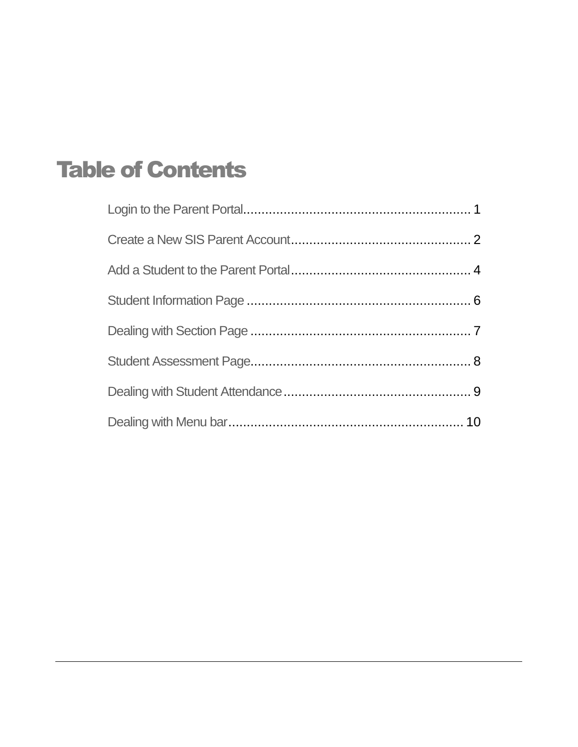# Table of Contents

Login to the Parent Portal............................................................... 1

Create a New SIS Parent Account................................................. 2

Add a Student to the Parent Portal................................................. 4

Student Information Page .............................................................. 6

Dealing with Section Page ............................................................. 7

Student Assessment Page............................................................. 8

Dealing with Student Attendance................................................... 9

Dealing with Menu bar................................................................. 10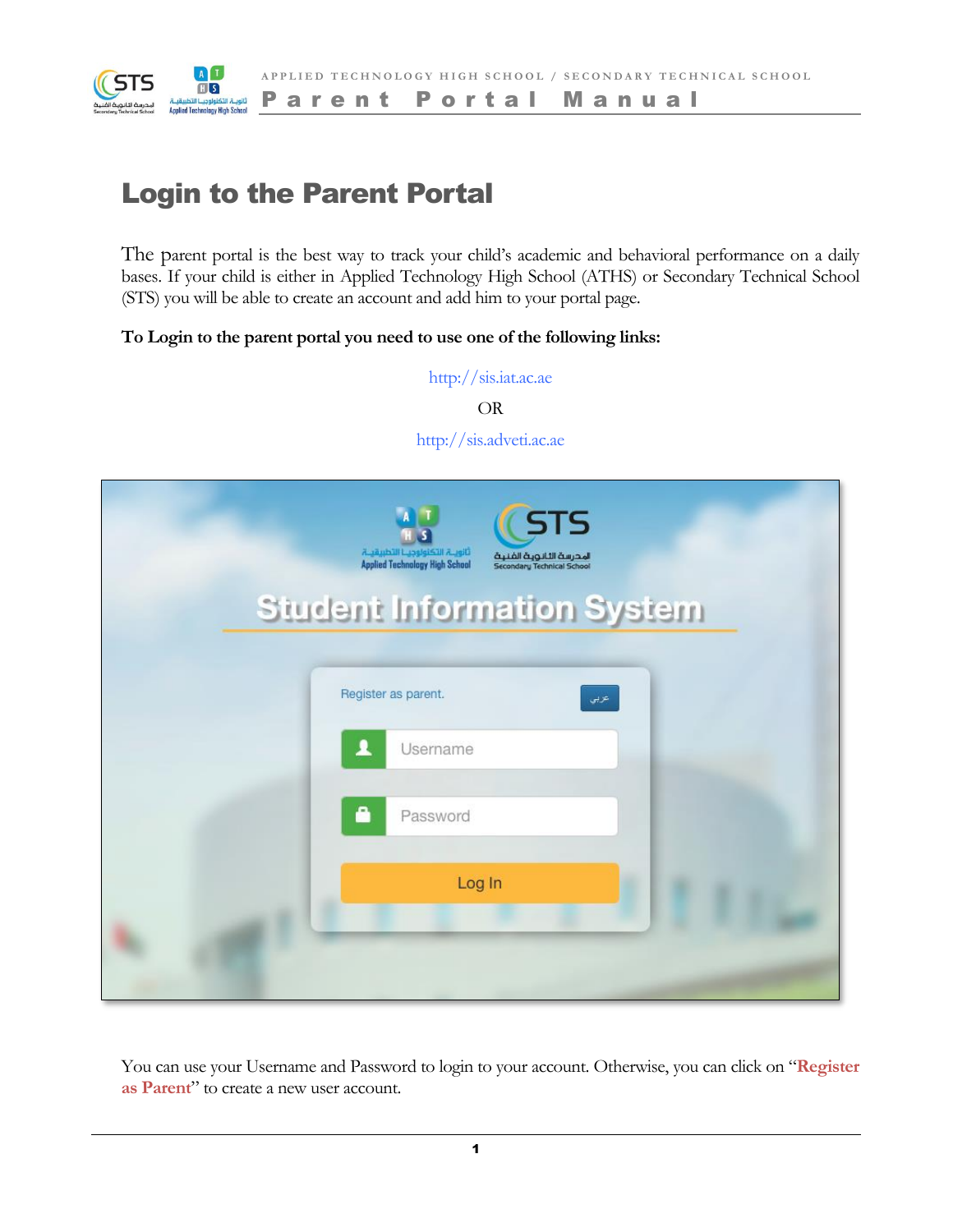# Login to the Parent Portal

The parent portal is the best way to track your child's academic and behavioral performance on a daily bases. If your child is either in Applied Technology High School (ATHS) or Secondary Technical School (STS) you will be able to create an account and add him to your portal page.

**To Login to the parent portal you need to use one of the following links:**

http://sis.iat.ac.ae

OR

http://sis.adveti.ac.ae

You can use your Username and Password to login to your account. Otherwise, you can click on "**Register as Parent**" to create a new user account.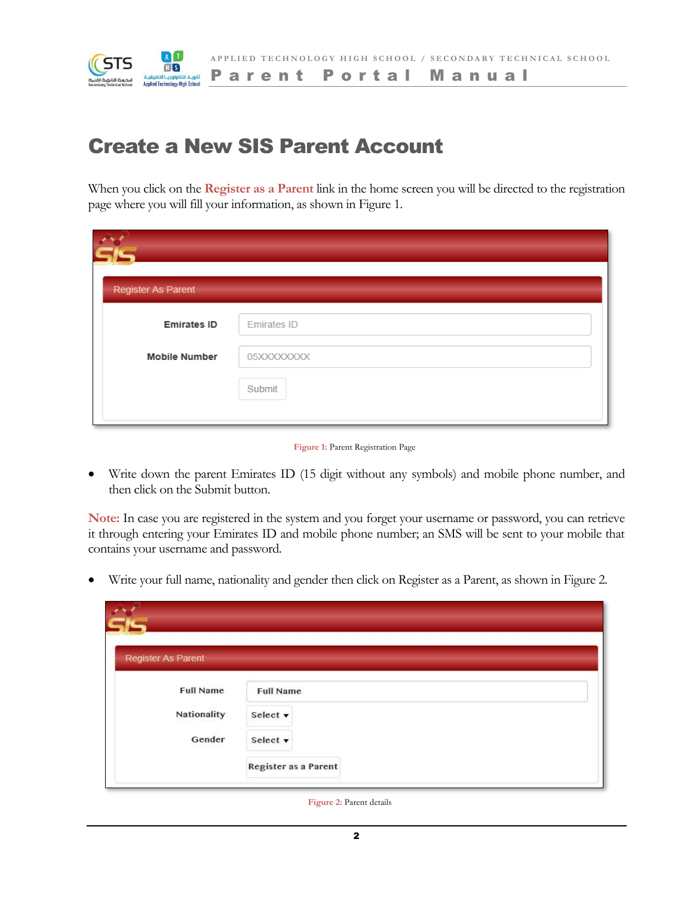# Create a New SIS Parent Account

When you click on the **Register as a Parent** link in the home screen you will be directed to the registration page where you will fill your information, as shown in Figure 1.

**Figure 1:** Parent Registration Page

- Write down the parent Emirates ID (15 digit without any symbols) and mobile phone number, and then click on the Submit button.

**Note:** In case you are registered in the system and you forget your username or password, you can retrieve it through entering your Emirates ID and mobile phone number; an SMS will be sent to your mobile that contains your username and password.

- Write your full name, nationality and gender then click on Register as a Parent, as shown in Figure 2.

**Figure 2:** Parent details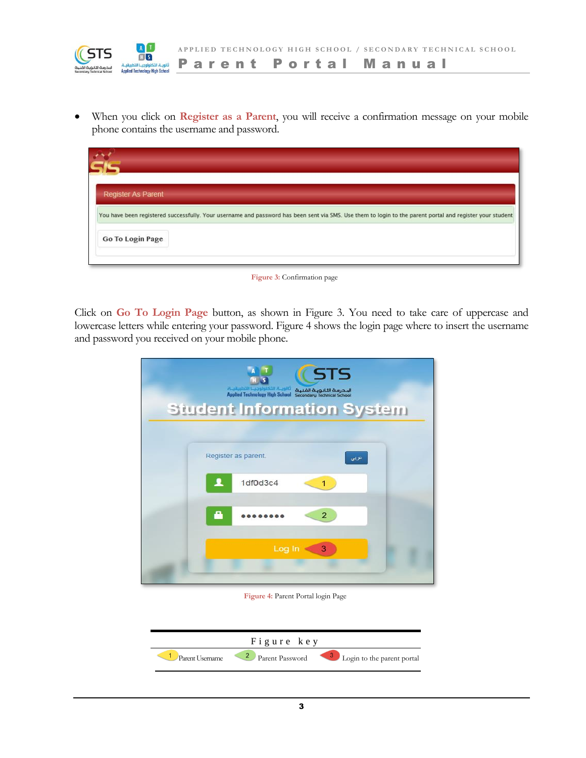- When you click on **Register as a Parent**, you will receive a confirmation message on your mobile phone contains the username and password.

Figure 3: Confirmation page

Click on **Go To Login Page** button, as shown in Figure 3. You need to take care of uppercase and lowercase letters while entering your password. Figure 4 shows the login page where to insert the username and password you received on your mobile phone.

Figure 4: Parent Portal login Page

| Figure key | | |
|---|---|---|
| 1 Parent Username | 2 Parent Password | 3 Login to the parent portal |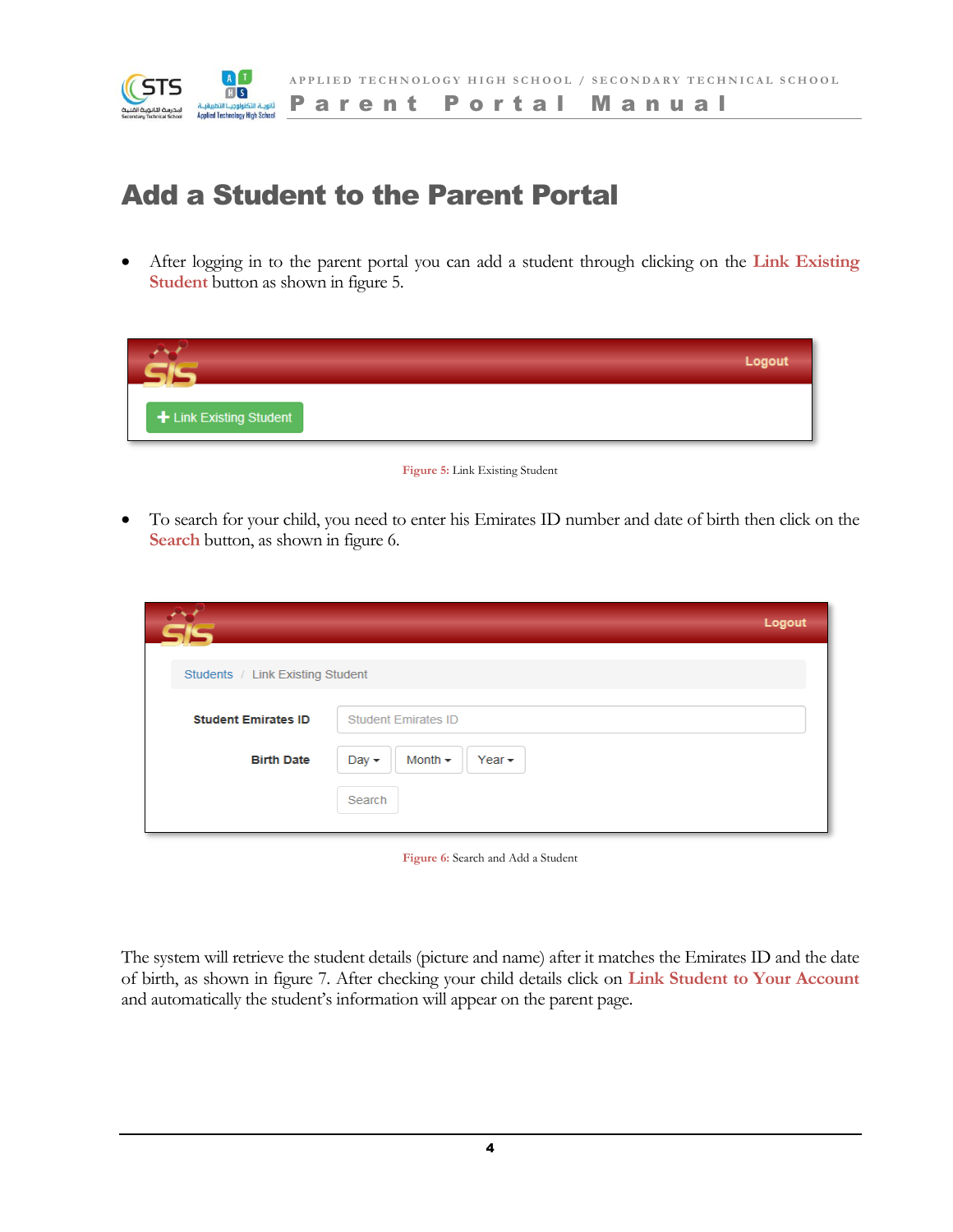# Add a Student to the Parent Portal

- After logging in to the parent portal you can add a student through clicking on the **Link Existing Student** button as shown in figure 5.

Figure 5: Link Existing Student

- To search for your child, you need to enter his Emirates ID number and date of birth then click on the **Search** button, as shown in figure 6.

Figure 6: Search and Add a Student

The system will retrieve the student details (picture and name) after it matches the Emirates ID and the date of birth, as shown in figure 7. After checking your child details click on **Link Student to Your Account** and automatically the student's information will appear on the parent page.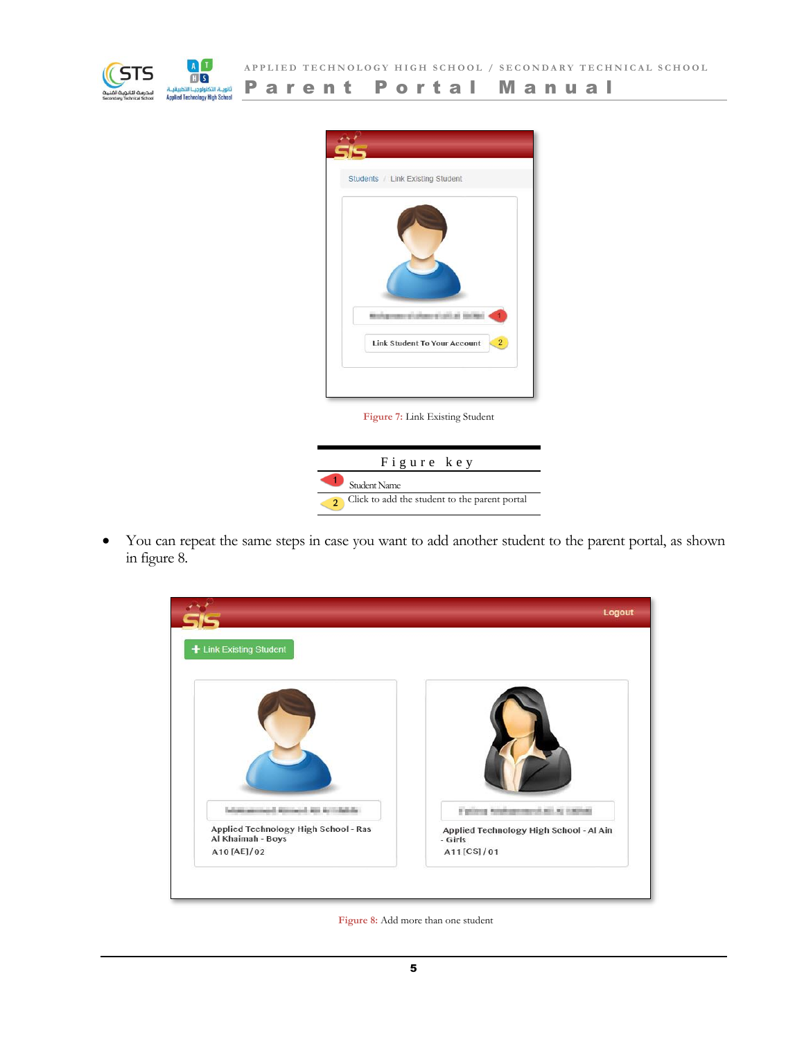Figure 7: Link Existing Student

| Figure key | |
| --- | --- |
| 1 | Student Name |
| 2 | Click to add the student to the parent portal |

- You can repeat the same steps in case you want to add another student to the parent portal, as shown in figure 8.

Figure 8: Add more than one student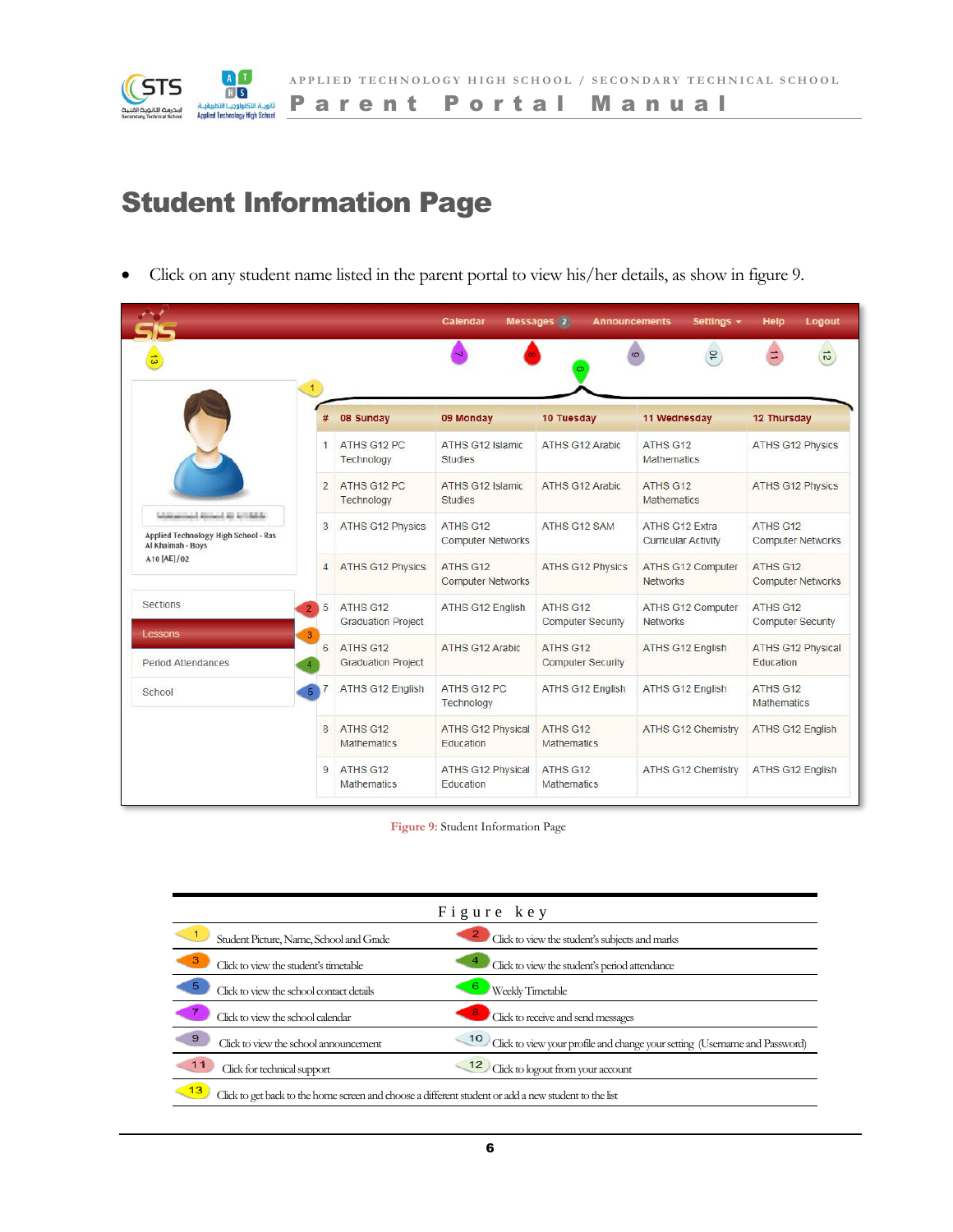# Student Information Page

- Click on any student name listed in the parent portal to view his/her details, as show in figure 9.

| # | 08 Sunday | 09 Monday | 10 Tuesday | 11 Wednesday | 12 Thursday |
|---|---|---|---|---|---|
| 1 | ATHS G12 PC Technology | ATHS G12 Islamic Studies | ATHS G12 Arabic | ATHS G12 Mathematics | ATHS G12 Physics |
| 2 | ATHS G12 PC Technology | ATHS G12 Islamic Studies | ATHS G12 Arabic | ATHS G12 Mathematics | ATHS G12 Physics |
| 3 | ATHS G12 Physics | ATHS G12 Computer Networks | ATHS G12 SAM | ATHS G12 Extra Curricular Activity | ATHS G12 Computer Networks |
| 4 | ATHS G12 Physics | ATHS G12 Computer Networks | ATHS G12 Physics | ATHS G12 Computer Networks | ATHS G12 Computer Networks |
| 5 | ATHS G12 Graduation Project | ATHS G12 English | ATHS G12 Computer Security | ATHS G12 Computer Networks | ATHS G12 Computer Security |
| 6 | ATHS G12 Graduation Project | ATHS G12 Arabic | ATHS G12 Computer Security | ATHS G12 English | ATHS G12 Physical Education |
| 7 | ATHS G12 English | ATHS G12 PC Technology | ATHS G12 English | ATHS G12 English | ATHS G12 Mathematics |
| 8 | ATHS G12 Mathematics | ATHS G12 Physical Education | ATHS G12 Mathematics | ATHS G12 Chemistry | ATHS G12 English |
| 9 | ATHS G12 Mathematics | ATHS G12 Physical Education | ATHS G12 Mathematics | ATHS G12 Chemistry | ATHS G12 English |

**Figure 9:** Student Information Page

**Figure key**

| | | | |
|---|---|---|---|
| 1 | Student Picture, Name, School and Grade | 2 | Click to view the student's subjects and marks |
| 3 | Click to view the student's timetable | 4 | Click to view the student's period attendance |
| 5 | Click to view the school contact details | 6 | Weekly Timetable |
| 7 | Click to view the school calendar | 8 | Click to receive and send messages |
| 9 | Click to view the school announcement | 10 | Click to view your profile and change your setting (Username and Password) |
| 11 | Click for technical support | 12 | Click to logout from your account |
| 13 | Click to get back to the home screen and choose a different student or add a new student to the list | | |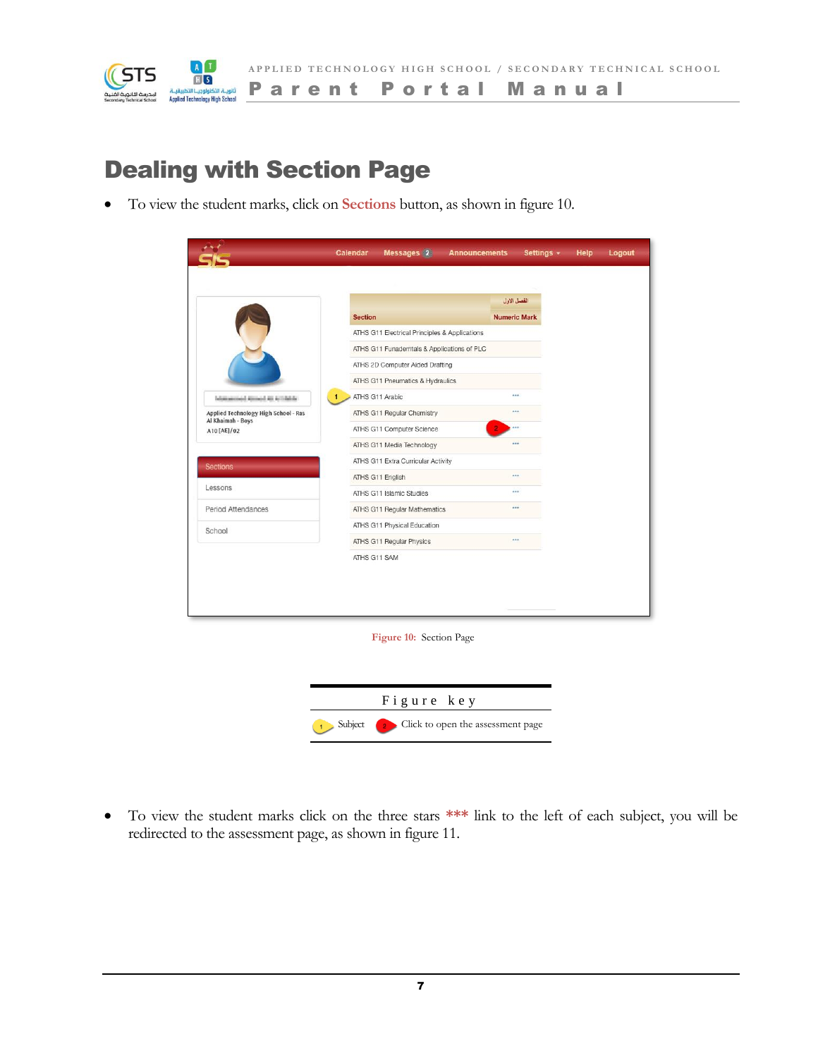# Dealing with Section Page

- To view the student marks, click on **Sections** button, as shown in figure 10.

Figure 10: Section Page

| Figure key | |
|---|---|
| 1 Subject | 2 Click to open the assessment page |

- To view the student marks click on the three stars *** link to the left of each subject, you will be redirected to the assessment page, as shown in figure 11.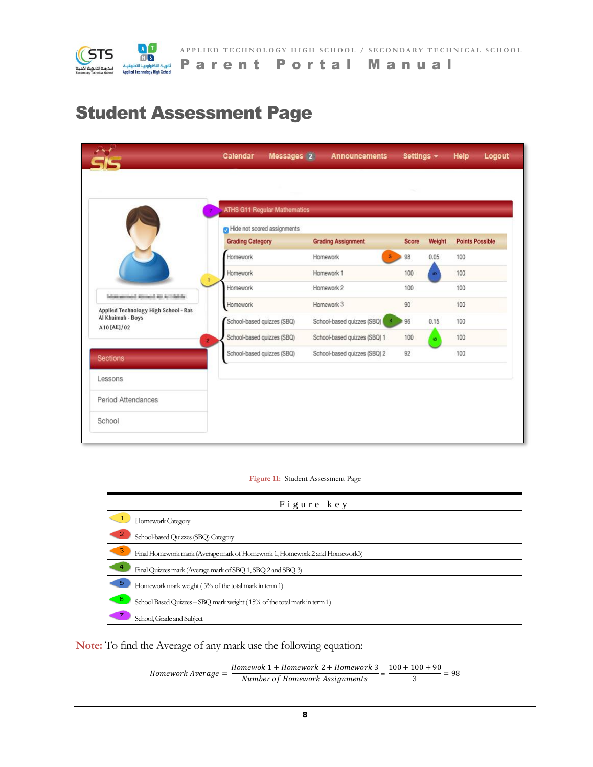# Student Assessment Page

Figure 11: Student Assessment Page

| Figure key | |
|---|---|
| 1 | Homework Category |
| 2 | School-based Quizzes (SBQ) Category |
| 3 | Final Homework mark (Average mark of Homework 1, Homework 2 and Homework3) |
| 4 | Final Quizzes mark (Average mark of SBQ 1, SBQ 2 and SBQ 3) |
| 5 | Homework mark weight ( 5% of the total mark in term 1) |
| 6 | School Based Quizzes – SBQ mark weight ( 15% of the total mark in term 1) |
| 7 | School, Grade and Subject |

**Note:** To find the Average of any mark use the following equation:

$$Homework\ Average = \frac{Homewok\ 1 + Homework\ 2 + Homework\ 3}{Number\ of\ Homework\ Assignments} = \frac{100 + 100 + 90}{3} = 98$$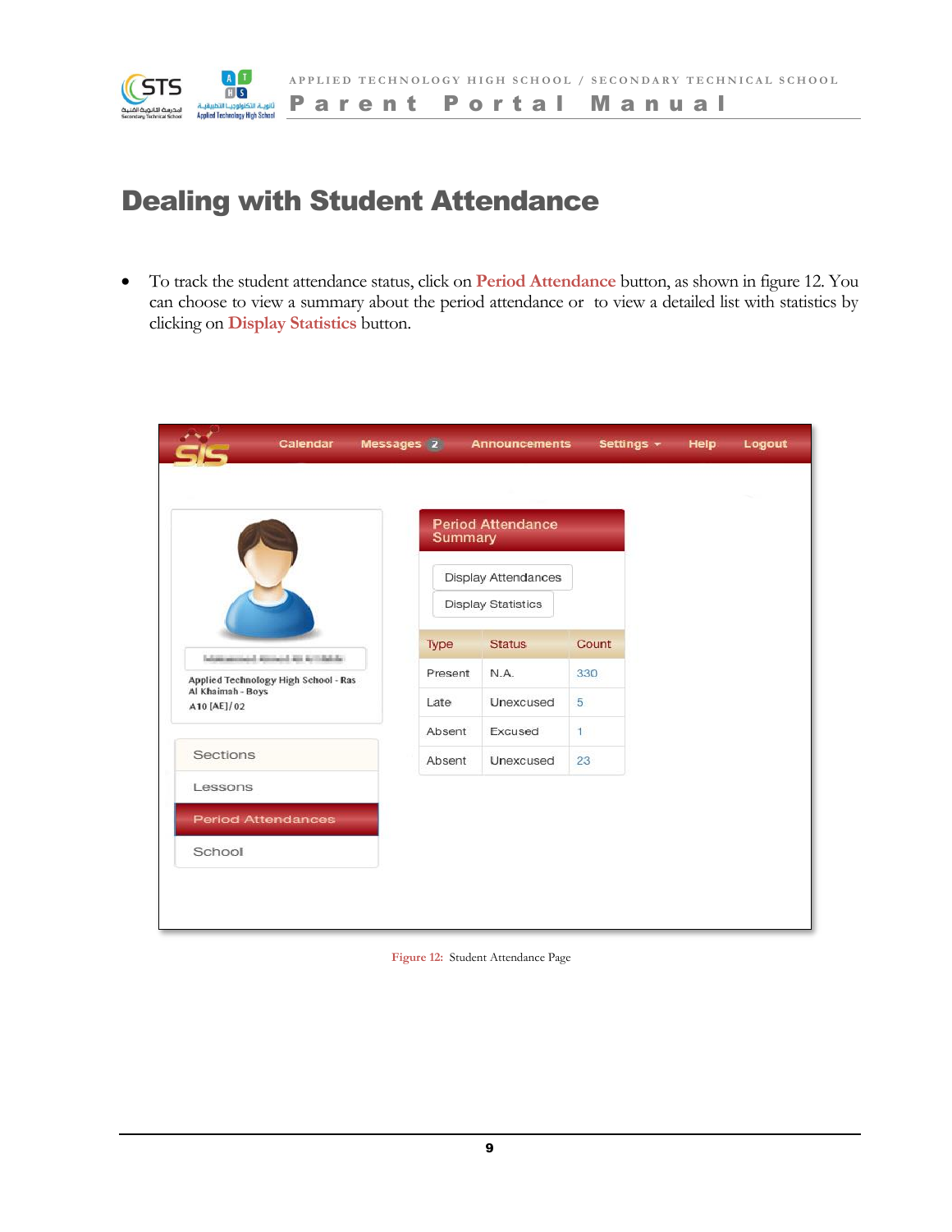# Dealing with Student Attendance

- To track the student attendance status, click on **Period Attendance** button, as shown in figure 12. You can choose to view a summary about the period attendance or to view a detailed list with statistics by clicking on **Display Statistics** button.

Figure 12: Student Attendance Page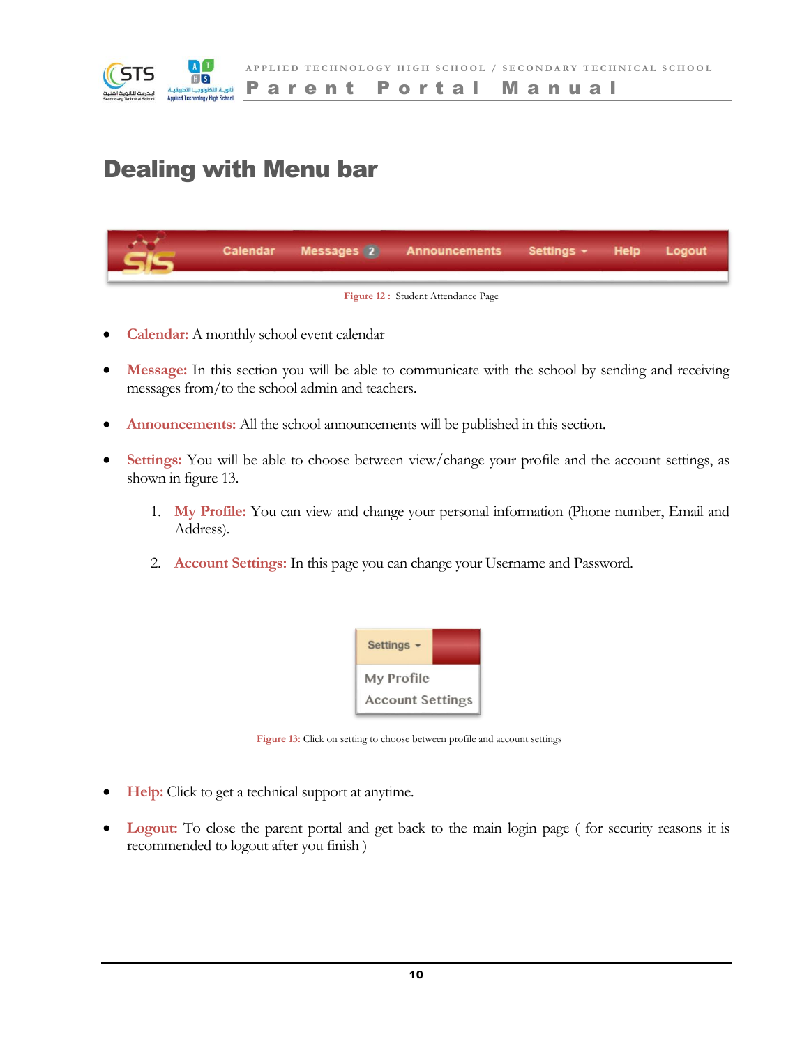# Dealing with Menu bar

Figure 12 : Student Attendance Page

- **Calendar:** A monthly school event calendar
- **Message:** In this section you will be able to communicate with the school by sending and receiving messages from/to the school admin and teachers.
- **Announcements:** All the school announcements will be published in this section.
- **Settings:** You will be able to choose between view/change your profile and the account settings, as shown in figure 13.
  1. **My Profile:** You can view and change your personal information (Phone number, Email and Address).
  2. **Account Settings:** In this page you can change your Username and Password.

Figure 13: Click on setting to choose between profile and account settings

- **Help:** Click to get a technical support at anytime.
- **Logout:** To close the parent portal and get back to the main login page ( for security reasons it is recommended to logout after you finish )